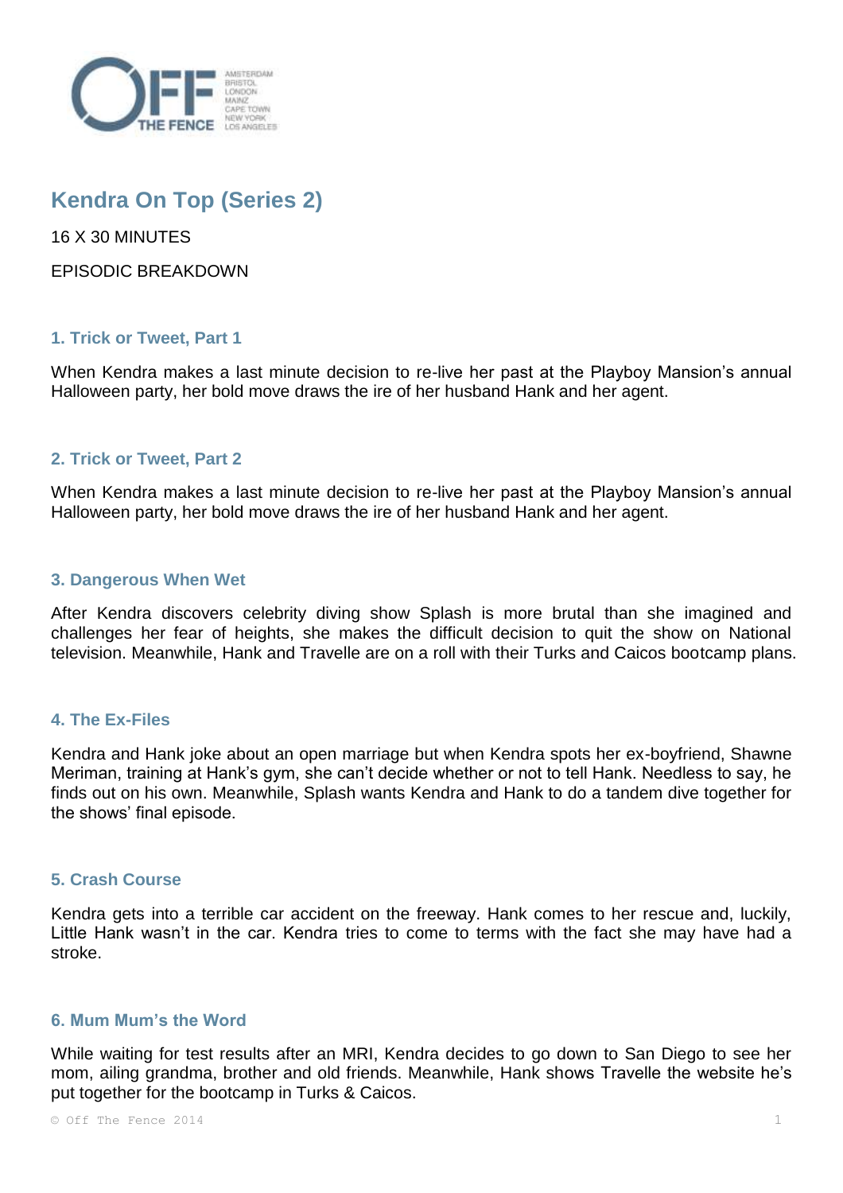# Kendra On Top (Series 2)

16 X 30 MINUTES

EPISODIC BREAKDOWN

### 1. Trick or Tweet, Part 1

When Kendra makes a last minute decision to re-live her past at the Playboy Mansion's annual Halloween party, her bold move draws the ire of her husband Hank and her agent.

### 2. Trick or Tweet, Part 2

When Kendra makes a last minute decision to re-live her past at the Playboy Mansion's annual Halloween party, her bold move draws the ire of her husband Hank and her agent.

### 3. Dangerous When Wet

After Kendra discovers celebrity diving show Splash is more brutal than she imagined and challenges her fear of heights, she makes the difficult decision to quit the show on National television. Meanwhile, Hank and Travelle are on a roll with their Turks and Caicos bootcamp plans.

### 4. The Ex-Files

Kendra and Hank joke about an open marriage but when Kendra spots her ex-boyfriend, Shawne Meriman, training at Hank's gym, she can't decide whether or not to tell Hank. Needless to say, he finds out on his own. Meanwhile, Splash wants Kendra and Hank to do a tandem dive together for the shows' final episode.

### 5. Crash Course

Kendra gets into a terrible car accident on the freeway. Hank comes to her rescue and, luckily, Little Hank wasn't in the car. Kendra tries to come to terms with the fact she may have had a stroke.

### 6. Mum Mum's the Word

While waiting for test results after an MRI, Kendra decides to go down to San Diego to see her mom, ailing grandma, brother and old friends. Meanwhile, Hank shows Travelle the website he's put together for the bootcamp in Turks & Caicos.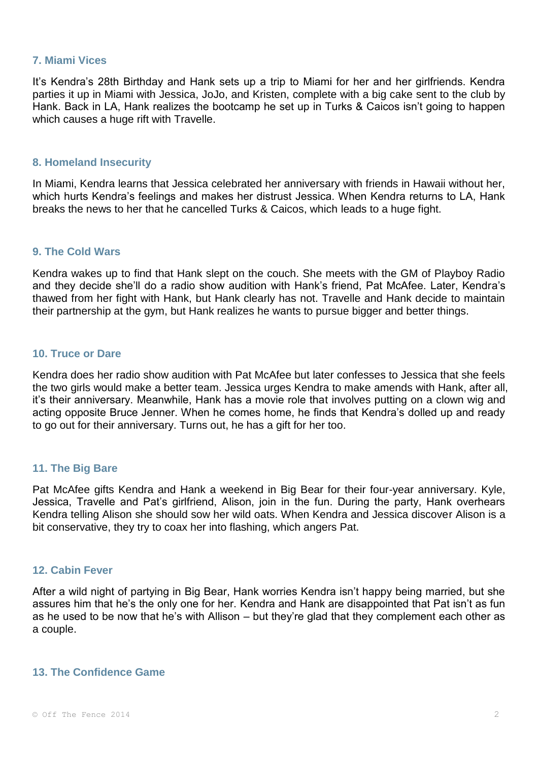### 7. Miami Vices

It's Kendra's 28th Birthday and Hank sets up a trip to Miami for her and her girlfriends. Kendra parties it up in Miami with Jessica, JoJo, and Kristen, complete with a big cake sent to the club by Hank. Back in LA, Hank realizes the bootcamp he set up in Turks & Caicos isn't going to happen which causes a huge rift with Travelle.

### 8. Homeland Insecurity

In Miami, Kendra learns that Jessica celebrated her anniversary with friends in Hawaii without her, which hurts Kendra's feelings and makes her distrust Jessica. When Kendra returns to LA, Hank breaks the news to her that he cancelled Turks & Caicos, which leads to a huge fight.

### 9. The Cold Wars

Kendra wakes up to find that Hank slept on the couch. She meets with the GM of Playboy Radio and they decide she'll do a radio show audition with Hank's friend, Pat McAfee. Later, Kendra's thawed from her fight with Hank, but Hank clearly has not. Travelle and Hank decide to maintain their partnership at the gym, but Hank realizes he wants to pursue bigger and better things.

### 10. Truce or Dare

Kendra does her radio show audition with Pat McAfee but later confesses to Jessica that she feels the two girls would make a better team. Jessica urges Kendra to make amends with Hank, after all, it's their anniversary. Meanwhile, Hank has a movie role that involves putting on a clown wig and acting opposite Bruce Jenner. When he comes home, he finds that Kendra's dolled up and ready to go out for their anniversary. Turns out, he has a gift for her too.

### 11. The Big Bare

Pat McAfee gifts Kendra and Hank a weekend in Big Bear for their four-year anniversary. Kyle, Jessica, Travelle and Pat's girlfriend, Alison, join in the fun. During the party, Hank overhears Kendra telling Alison she should sow her wild oats. When Kendra and Jessica discover Alison is a bit conservative, they try to coax her into flashing, which angers Pat.

### 12. Cabin Fever

After a wild night of partying in Big Bear, Hank worries Kendra isn't happy being married, but she assures him that he's the only one for her. Kendra and Hank are disappointed that Pat isn't as fun as he used to be now that he's with Allison – but they're glad that they complement each other as a couple.

### 13. The Confidence Game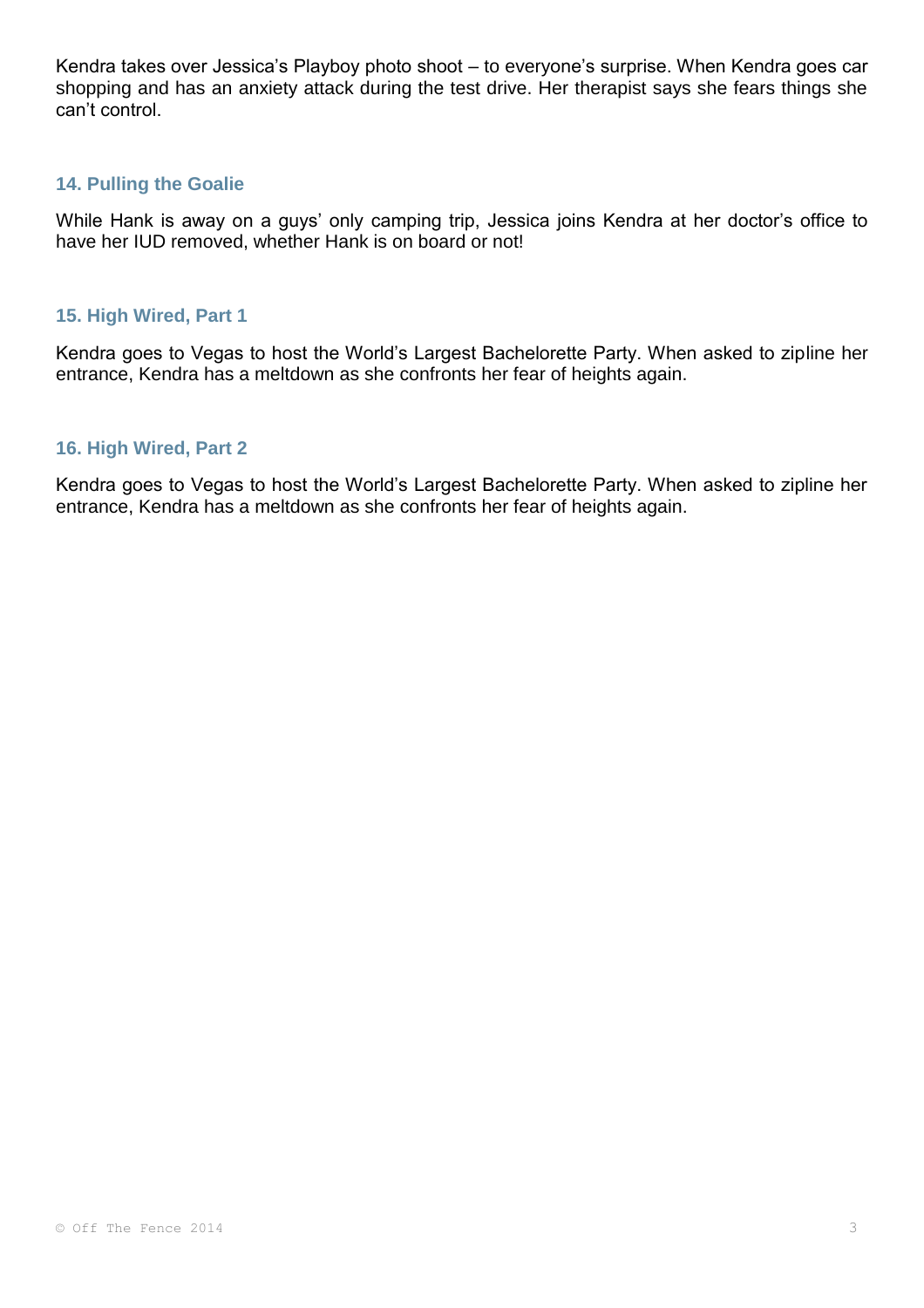Kendra takes over Jessica's Playboy photo shoot – to everyone's surprise. When Kendra goes car shopping and has an anxiety attack during the test drive. Her therapist says she fears things she can't control.

### 14. Pulling the Goalie

While Hank is away on a guys' only camping trip, Jessica joins Kendra at her doctor's office to have her IUD removed, whether Hank is on board or not!

### 15. High Wired, Part 1

Kendra goes to Vegas to host the World's Largest Bachelorette Party. When asked to zipline her entrance, Kendra has a meltdown as she confronts her fear of heights again.

### 16. High Wired, Part 2

Kendra goes to Vegas to host the World's Largest Bachelorette Party. When asked to zipline her entrance, Kendra has a meltdown as she confronts her fear of heights again.